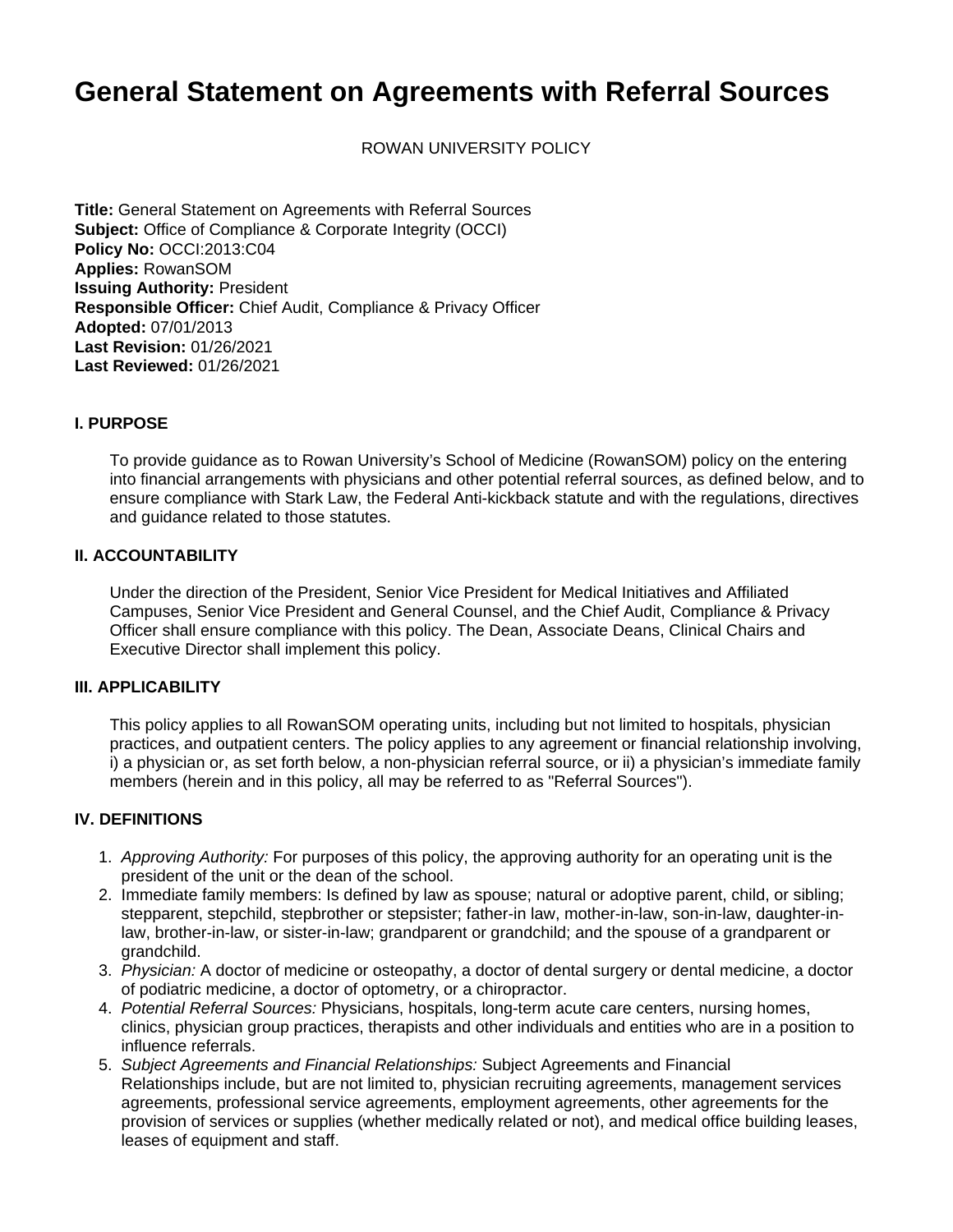# General Statement on Agreements with Referral Sources

ROWAN UNIVERSITY POLICY

**Title:** General Statement on Agreements with Referral Sources
**Subject:** Office of Compliance & Corporate Integrity (OCCI)
**Policy No:** OCCI:2013:C04
**Applies:** RowanSOM
**Issuing Authority:** President
**Responsible Officer:** Chief Audit, Compliance & Privacy Officer
**Adopted:** 07/01/2013
**Last Revision:** 01/26/2021
**Last Reviewed:** 01/26/2021

### I. PURPOSE

To provide guidance as to Rowan University's School of Medicine (RowanSOM) policy on the entering into financial arrangements with physicians and other potential referral sources, as defined below, and to ensure compliance with Stark Law, the Federal Anti-kickback statute and with the regulations, directives and guidance related to those statutes.

### II. ACCOUNTABILITY

Under the direction of the President, Senior Vice President for Medical Initiatives and Affiliated Campuses, Senior Vice President and General Counsel, and the Chief Audit, Compliance & Privacy Officer shall ensure compliance with this policy. The Dean, Associate Deans, Clinical Chairs and Executive Director shall implement this policy.

### III. APPLICABILITY

This policy applies to all RowanSOM operating units, including but not limited to hospitals, physician practices, and outpatient centers. The policy applies to any agreement or financial relationship involving, i) a physician or, as set forth below, a non-physician referral source, or ii) a physician's immediate family members (herein and in this policy, all may be referred to as "Referral Sources").

### IV. DEFINITIONS

1. *Approving Authority:* For purposes of this policy, the approving authority for an operating unit is the president of the unit or the dean of the school.
2. Immediate family members: Is defined by law as spouse; natural or adoptive parent, child, or sibling; stepparent, stepchild, stepbrother or stepsister; father-in law, mother-in-law, son-in-law, daughter-in-law, brother-in-law, or sister-in-law; grandparent or grandchild; and the spouse of a grandparent or grandchild.
3. *Physician:* A doctor of medicine or osteopathy, a doctor of dental surgery or dental medicine, a doctor of podiatric medicine, a doctor of optometry, or a chiropractor.
4. *Potential Referral Sources:* Physicians, hospitals, long-term acute care centers, nursing homes, clinics, physician group practices, therapists and other individuals and entities who are in a position to influence referrals.
5. *Subject Agreements and Financial Relationships:* Subject Agreements and Financial Relationships include, but are not limited to, physician recruiting agreements, management services agreements, professional service agreements, employment agreements, other agreements for the provision of services or supplies (whether medically related or not), and medical office building leases, leases of equipment and staff.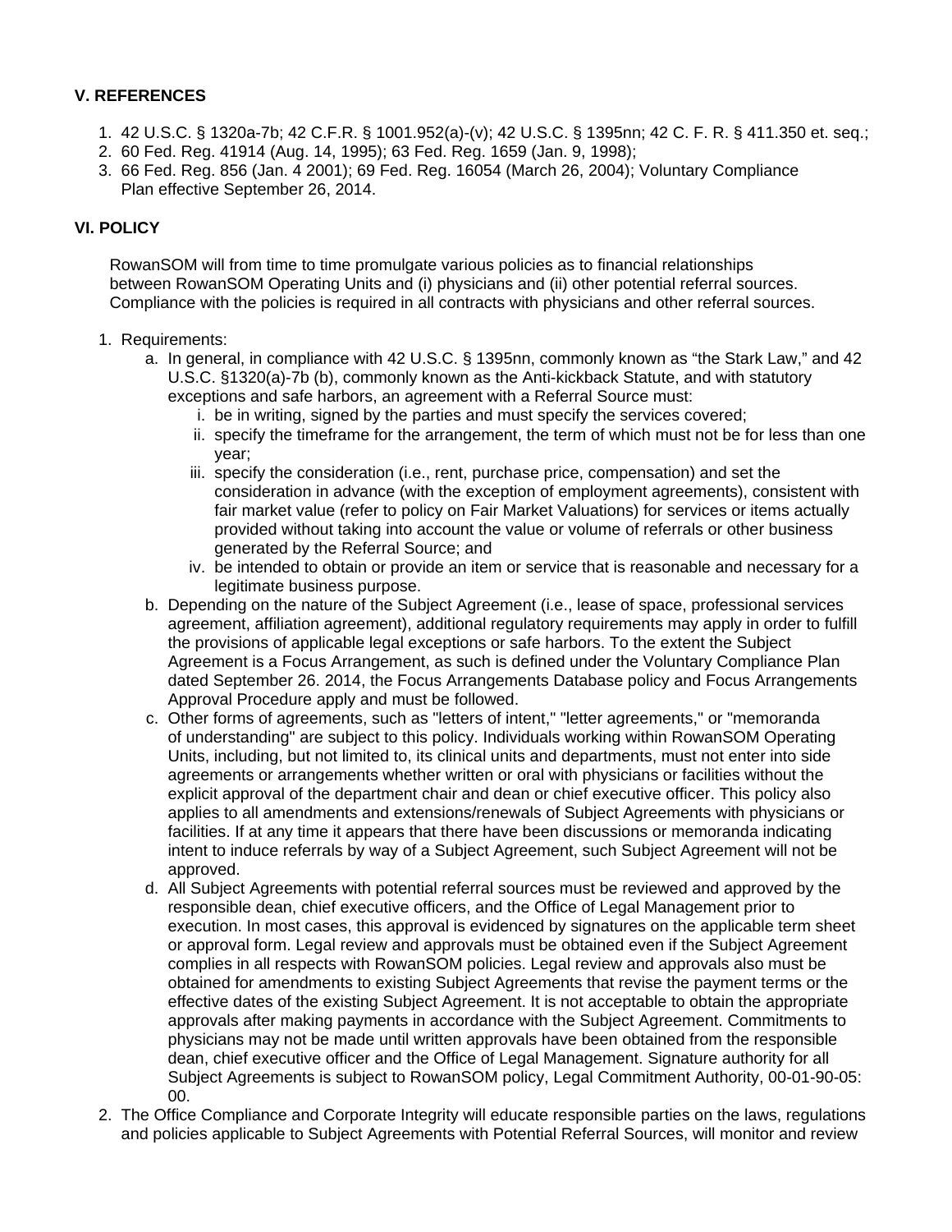## V. REFERENCES

1. 42 U.S.C. § 1320a-7b; 42 C.F.R. § 1001.952(a)-(v); 42 U.S.C. § 1395nn; 42 C. F. R. § 411.350 et. seq.;
2. 60 Fed. Reg. 41914 (Aug. 14, 1995); 63 Fed. Reg. 1659 (Jan. 9, 1998);
3. 66 Fed. Reg. 856 (Jan. 4 2001); 69 Fed. Reg. 16054 (March 26, 2004); Voluntary Compliance Plan effective September 26, 2014.

## VI. POLICY

RowanSOM will from time to time promulgate various policies as to financial relationships between RowanSOM Operating Units and (i) physicians and (ii) other potential referral sources. Compliance with the policies is required in all contracts with physicians and other referral sources.

1. Requirements:
   a. In general, in compliance with 42 U.S.C. § 1395nn, commonly known as "the Stark Law," and 42 U.S.C. §1320(a)-7b (b), commonly known as the Anti-kickback Statute, and with statutory exceptions and safe harbors, an agreement with a Referral Source must:
      i. be in writing, signed by the parties and must specify the services covered;
      ii. specify the timeframe for the arrangement, the term of which must not be for less than one year;
      iii. specify the consideration (i.e., rent, purchase price, compensation) and set the consideration in advance (with the exception of employment agreements), consistent with fair market value (refer to policy on Fair Market Valuations) for services or items actually provided without taking into account the value or volume of referrals or other business generated by the Referral Source; and
      iv. be intended to obtain or provide an item or service that is reasonable and necessary for a legitimate business purpose.
   b. Depending on the nature of the Subject Agreement (i.e., lease of space, professional services agreement, affiliation agreement), additional regulatory requirements may apply in order to fulfill the provisions of applicable legal exceptions or safe harbors. To the extent the Subject Agreement is a Focus Arrangement, as such is defined under the Voluntary Compliance Plan dated September 26. 2014, the Focus Arrangements Database policy and Focus Arrangements Approval Procedure apply and must be followed.
   c. Other forms of agreements, such as "letters of intent," "letter agreements," or "memoranda of understanding" are subject to this policy. Individuals working within RowanSOM Operating Units, including, but not limited to, its clinical units and departments, must not enter into side agreements or arrangements whether written or oral with physicians or facilities without the explicit approval of the department chair and dean or chief executive officer. This policy also applies to all amendments and extensions/renewals of Subject Agreements with physicians or facilities. If at any time it appears that there have been discussions or memoranda indicating intent to induce referrals by way of a Subject Agreement, such Subject Agreement will not be approved.
   d. All Subject Agreements with potential referral sources must be reviewed and approved by the responsible dean, chief executive officers, and the Office of Legal Management prior to execution. In most cases, this approval is evidenced by signatures on the applicable term sheet or approval form. Legal review and approvals must be obtained even if the Subject Agreement complies in all respects with RowanSOM policies. Legal review and approvals also must be obtained for amendments to existing Subject Agreements that revise the payment terms or the effective dates of the existing Subject Agreement. It is not acceptable to obtain the appropriate approvals after making payments in accordance with the Subject Agreement. Commitments to physicians may not be made until written approvals have been obtained from the responsible dean, chief executive officer and the Office of Legal Management. Signature authority for all Subject Agreements is subject to RowanSOM policy, Legal Commitment Authority, 00-01-90-05:00.
2. The Office Compliance and Corporate Integrity will educate responsible parties on the laws, regulations and policies applicable to Subject Agreements with Potential Referral Sources, will monitor and review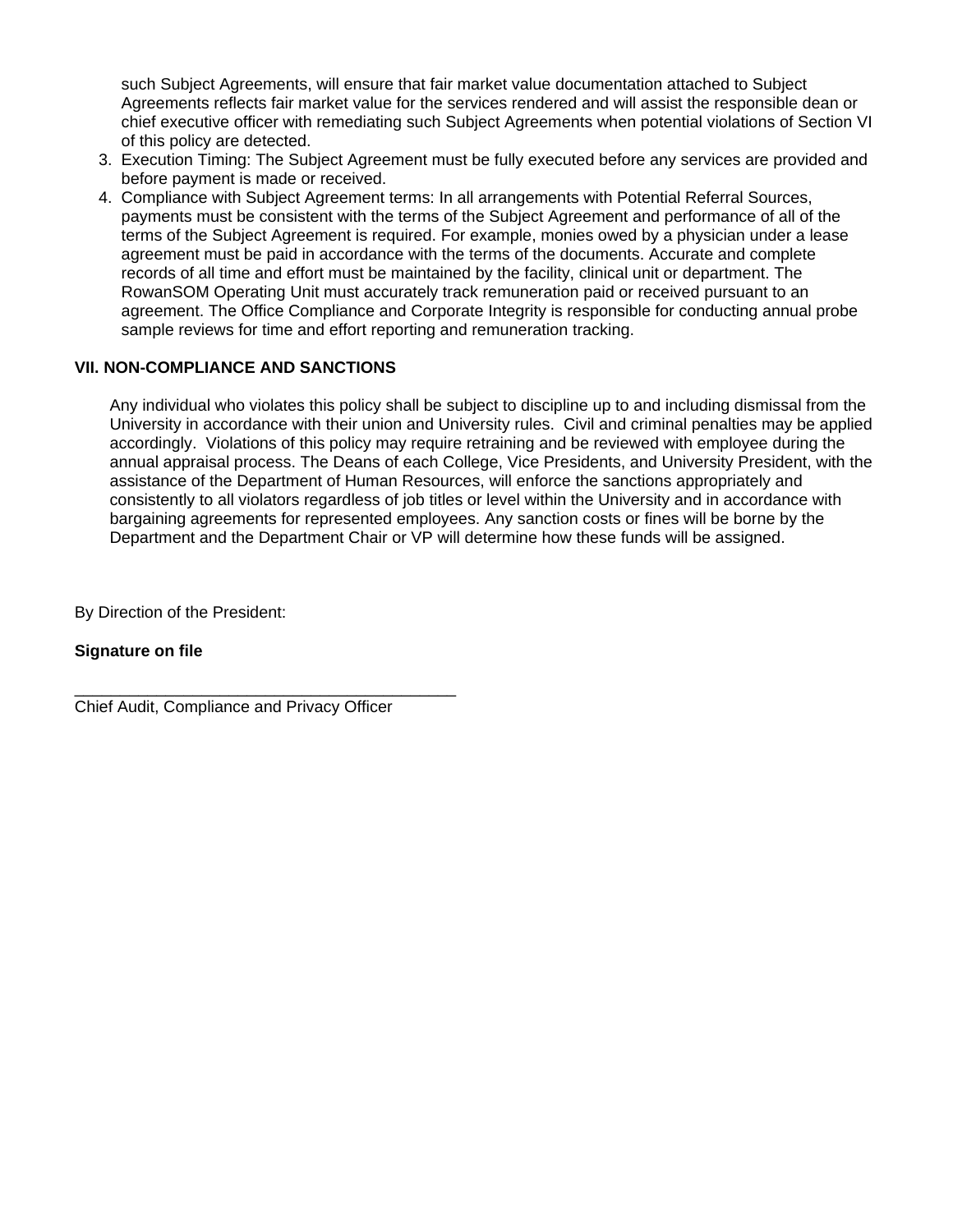such Subject Agreements, will ensure that fair market value documentation attached to Subject Agreements reflects fair market value for the services rendered and will assist the responsible dean or chief executive officer with remediating such Subject Agreements when potential violations of Section VI of this policy are detected.

3. Execution Timing: The Subject Agreement must be fully executed before any services are provided and before payment is made or received.
4. Compliance with Subject Agreement terms: In all arrangements with Potential Referral Sources, payments must be consistent with the terms of the Subject Agreement and performance of all of the terms of the Subject Agreement is required. For example, monies owed by a physician under a lease agreement must be paid in accordance with the terms of the documents. Accurate and complete records of all time and effort must be maintained by the facility, clinical unit or department. The RowanSOM Operating Unit must accurately track remuneration paid or received pursuant to an agreement. The Office Compliance and Corporate Integrity is responsible for conducting annual probe sample reviews for time and effort reporting and remuneration tracking.

## VII. NON-COMPLIANCE AND SANCTIONS

Any individual who violates this policy shall be subject to discipline up to and including dismissal from the University in accordance with their union and University rules. Civil and criminal penalties may be applied accordingly. Violations of this policy may require retraining and be reviewed with employee during the annual appraisal process. The Deans of each College, Vice Presidents, and University President, with the assistance of the Department of Human Resources, will enforce the sanctions appropriately and consistently to all violators regardless of job titles or level within the University and in accordance with bargaining agreements for represented employees. Any sanction costs or fines will be borne by the Department and the Department Chair or VP will determine how these funds will be assigned.

By Direction of the President:

**Signature on file**

_____________________________________________
Chief Audit, Compliance and Privacy Officer